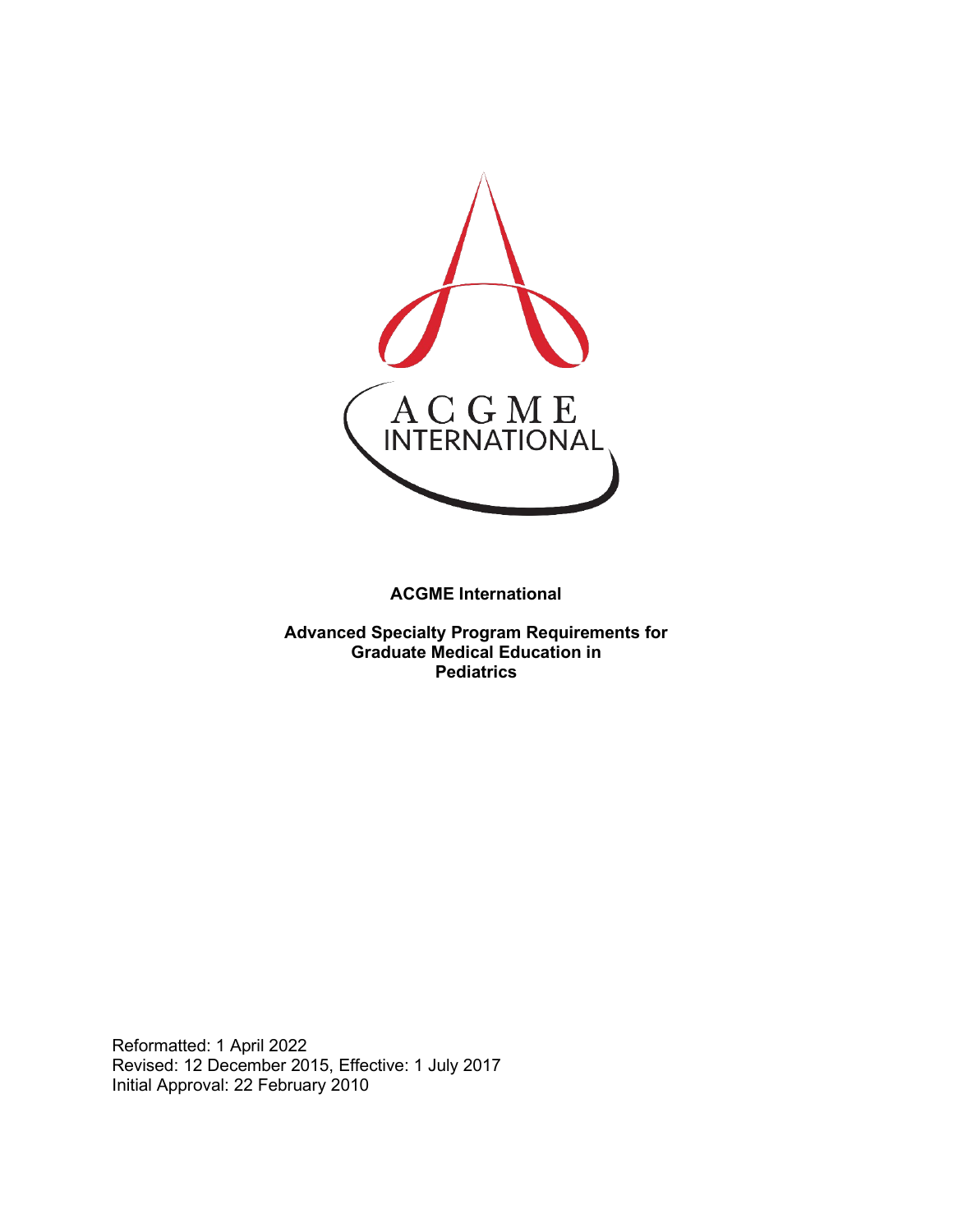**ACGME International**

**Advanced Specialty Program Requirements for Graduate Medical Education in Pediatrics**

Reformatted: 1 April 2022
Revised: 12 December 2015, Effective: 1 July 2017
Initial Approval: 22 February 2010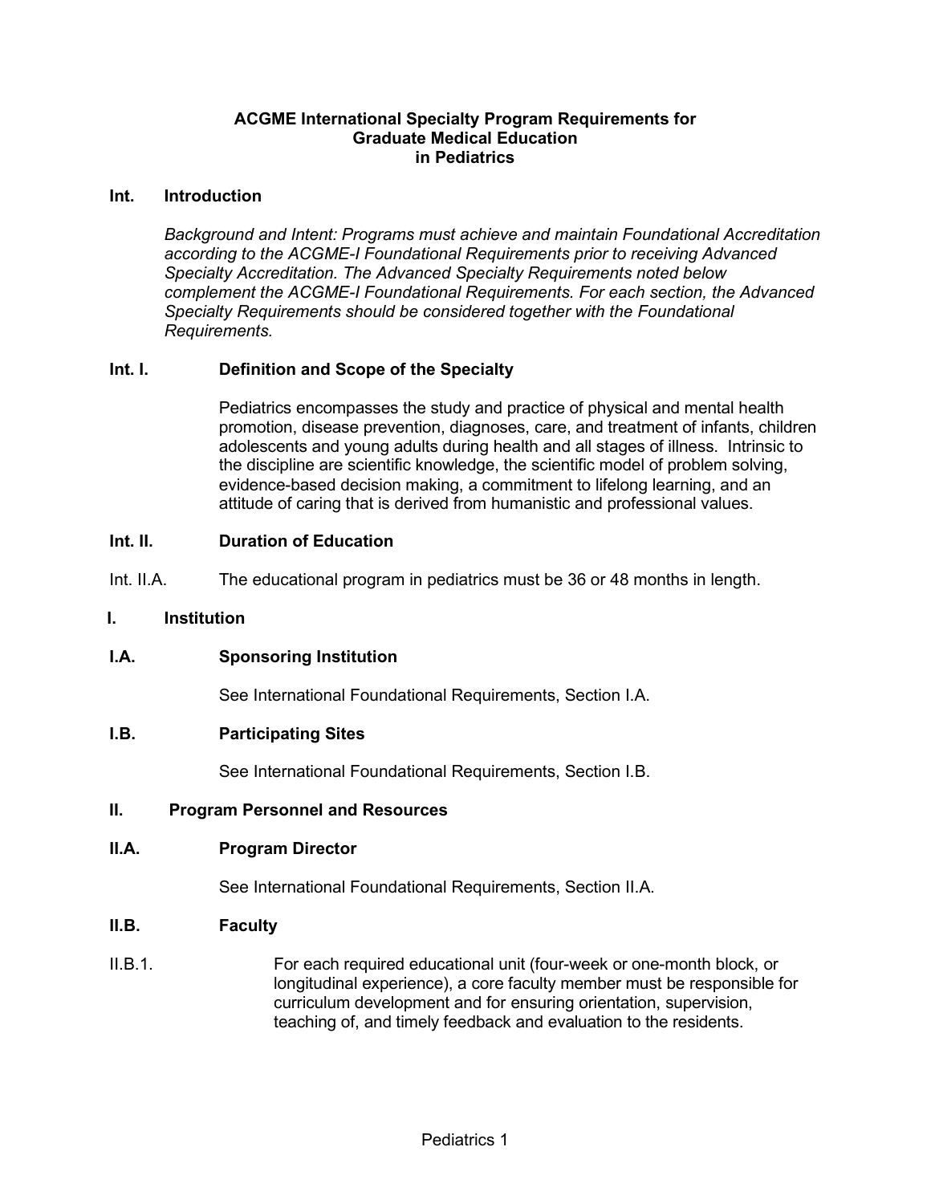# ACGME International Specialty Program Requirements for Graduate Medical Education in Pediatrics

## Int. Introduction

*Background and Intent: Programs must achieve and maintain Foundational Accreditation according to the ACGME-I Foundational Requirements prior to receiving Advanced Specialty Accreditation. The Advanced Specialty Requirements noted below complement the ACGME-I Foundational Requirements. For each section, the Advanced Specialty Requirements should be considered together with the Foundational Requirements.*

### Int. I. Definition and Scope of the Specialty

Pediatrics encompasses the study and practice of physical and mental health promotion, disease prevention, diagnoses, care, and treatment of infants, children adolescents and young adults during health and all stages of illness. Intrinsic to the discipline are scientific knowledge, the scientific model of problem solving, evidence-based decision making, a commitment to lifelong learning, and an attitude of caring that is derived from humanistic and professional values.

### Int. II. Duration of Education

Int. II.A. The educational program in pediatrics must be 36 or 48 months in length.

## I. Institution

### I.A. Sponsoring Institution

See International Foundational Requirements, Section I.A.

### I.B. Participating Sites

See International Foundational Requirements, Section I.B.

## II. Program Personnel and Resources

### II.A. Program Director

See International Foundational Requirements, Section II.A.

### II.B. Faculty

II.B.1. For each required educational unit (four-week or one-month block, or longitudinal experience), a core faculty member must be responsible for curriculum development and for ensuring orientation, supervision, teaching of, and timely feedback and evaluation to the residents.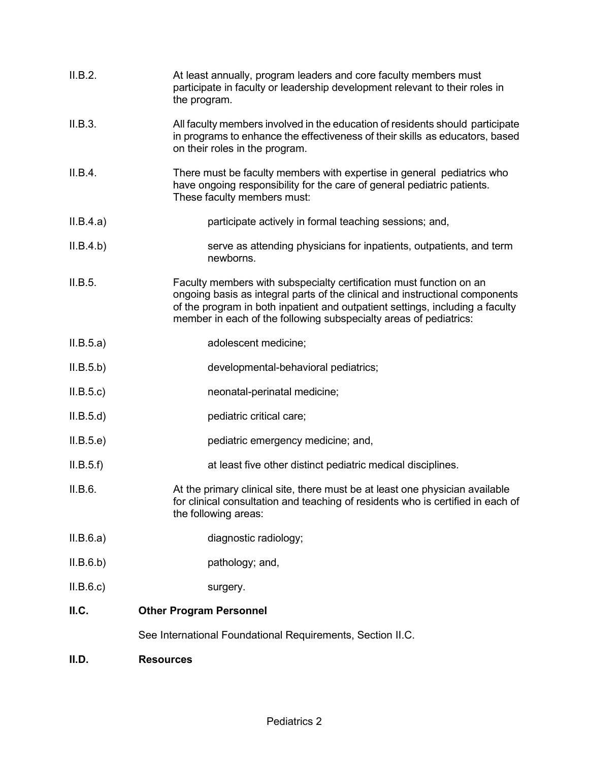II.B.2. At least annually, program leaders and core faculty members must participate in faculty or leadership development relevant to their roles in the program.

II.B.3. All faculty members involved in the education of residents should participate in programs to enhance the effectiveness of their skills as educators, based on their roles in the program.

II.B.4. There must be faculty members with expertise in general pediatrics who have ongoing responsibility for the care of general pediatric patients. These faculty members must:

II.B.4.a) participate actively in formal teaching sessions; and,

II.B.4.b) serve as attending physicians for inpatients, outpatients, and term newborns.

II.B.5. Faculty members with subspecialty certification must function on an ongoing basis as integral parts of the clinical and instructional components of the program in both inpatient and outpatient settings, including a faculty member in each of the following subspecialty areas of pediatrics:

II.B.5.a) adolescent medicine;

II.B.5.b) developmental-behavioral pediatrics;

II.B.5.c) neonatal-perinatal medicine;

II.B.5.d) pediatric critical care;

II.B.5.e) pediatric emergency medicine; and,

II.B.5.f) at least five other distinct pediatric medical disciplines.

II.B.6. At the primary clinical site, there must be at least one physician available for clinical consultation and teaching of residents who is certified in each of the following areas:

II.B.6.a) diagnostic radiology;

II.B.6.b) pathology; and,

II.B.6.c) surgery.

**II.C. Other Program Personnel**

See International Foundational Requirements, Section II.C.

**II.D. Resources**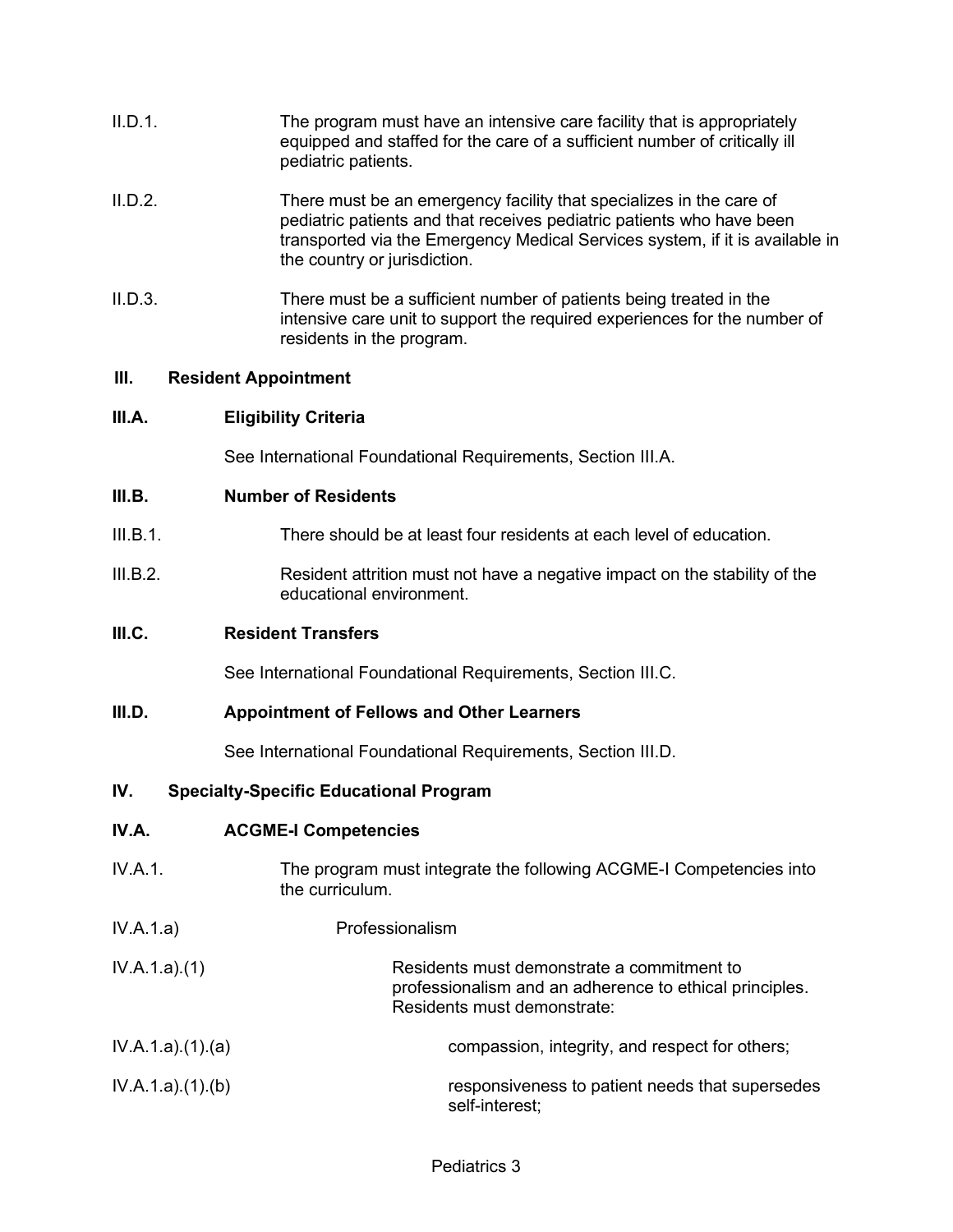II.D.1. The program must have an intensive care facility that is appropriately equipped and staffed for the care of a sufficient number of critically ill pediatric patients.

II.D.2. There must be an emergency facility that specializes in the care of pediatric patients and that receives pediatric patients who have been transported via the Emergency Medical Services system, if it is available in the country or jurisdiction.

II.D.3. There must be a sufficient number of patients being treated in the intensive care unit to support the required experiences for the number of residents in the program.

## III. Resident Appointment

### III.A. Eligibility Criteria

See International Foundational Requirements, Section III.A.

### III.B. Number of Residents

III.B.1. There should be at least four residents at each level of education.

III.B.2. Resident attrition must not have a negative impact on the stability of the educational environment.

### III.C. Resident Transfers

See International Foundational Requirements, Section III.C.

### III.D. Appointment of Fellows and Other Learners

See International Foundational Requirements, Section III.D.

## IV. Specialty-Specific Educational Program

### IV.A. ACGME-I Competencies

IV.A.1. The program must integrate the following ACGME-I Competencies into the curriculum.

IV.A.1.a) Professionalism

IV.A.1.a).(1) Residents must demonstrate a commitment to professionalism and an adherence to ethical principles. Residents must demonstrate:

IV.A.1.a).(1).(a) compassion, integrity, and respect for others;

IV.A.1.a).(1).(b) responsiveness to patient needs that supersedes self-interest;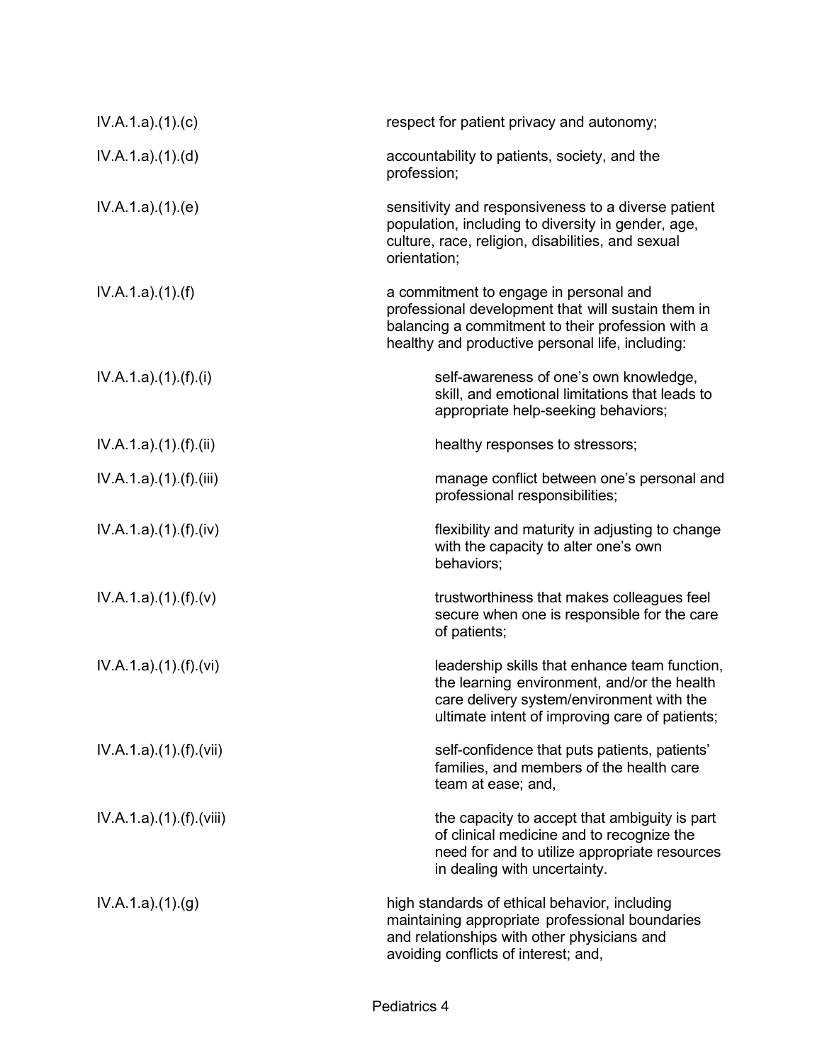| | |
|---|---|
| IV.A.1.a).(1).(c) | respect for patient privacy and autonomy; |
| IV.A.1.a).(1).(d) | accountability to patients, society, and the profession; |
| IV.A.1.a).(1).(e) | sensitivity and responsiveness to a diverse patient population, including to diversity in gender, age, culture, race, religion, disabilities, and sexual orientation; |
| IV.A.1.a).(1).(f) | a commitment to engage in personal and professional development that will sustain them in balancing a commitment to their profession with a healthy and productive personal life, including: |
| IV.A.1.a).(1).(f).(i) | self-awareness of one's own knowledge, skill, and emotional limitations that leads to appropriate help-seeking behaviors; |
| IV.A.1.a).(1).(f).(ii) | healthy responses to stressors; |
| IV.A.1.a).(1).(f).(iii) | manage conflict between one's personal and professional responsibilities; |
| IV.A.1.a).(1).(f).(iv) | flexibility and maturity in adjusting to change with the capacity to alter one's own behaviors; |
| IV.A.1.a).(1).(f).(v) | trustworthiness that makes colleagues feel secure when one is responsible for the care of patients; |
| IV.A.1.a).(1).(f).(vi) | leadership skills that enhance team function, the learning environment, and/or the health care delivery system/environment with the ultimate intent of improving care of patients; |
| IV.A.1.a).(1).(f).(vii) | self-confidence that puts patients, patients' families, and members of the health care team at ease; and, |
| IV.A.1.a).(1).(f).(viii) | the capacity to accept that ambiguity is part of clinical medicine and to recognize the need for and to utilize appropriate resources in dealing with uncertainty. |
| IV.A.1.a).(1).(g) | high standards of ethical behavior, including maintaining appropriate professional boundaries and relationships with other physicians and avoiding conflicts of interest; and, |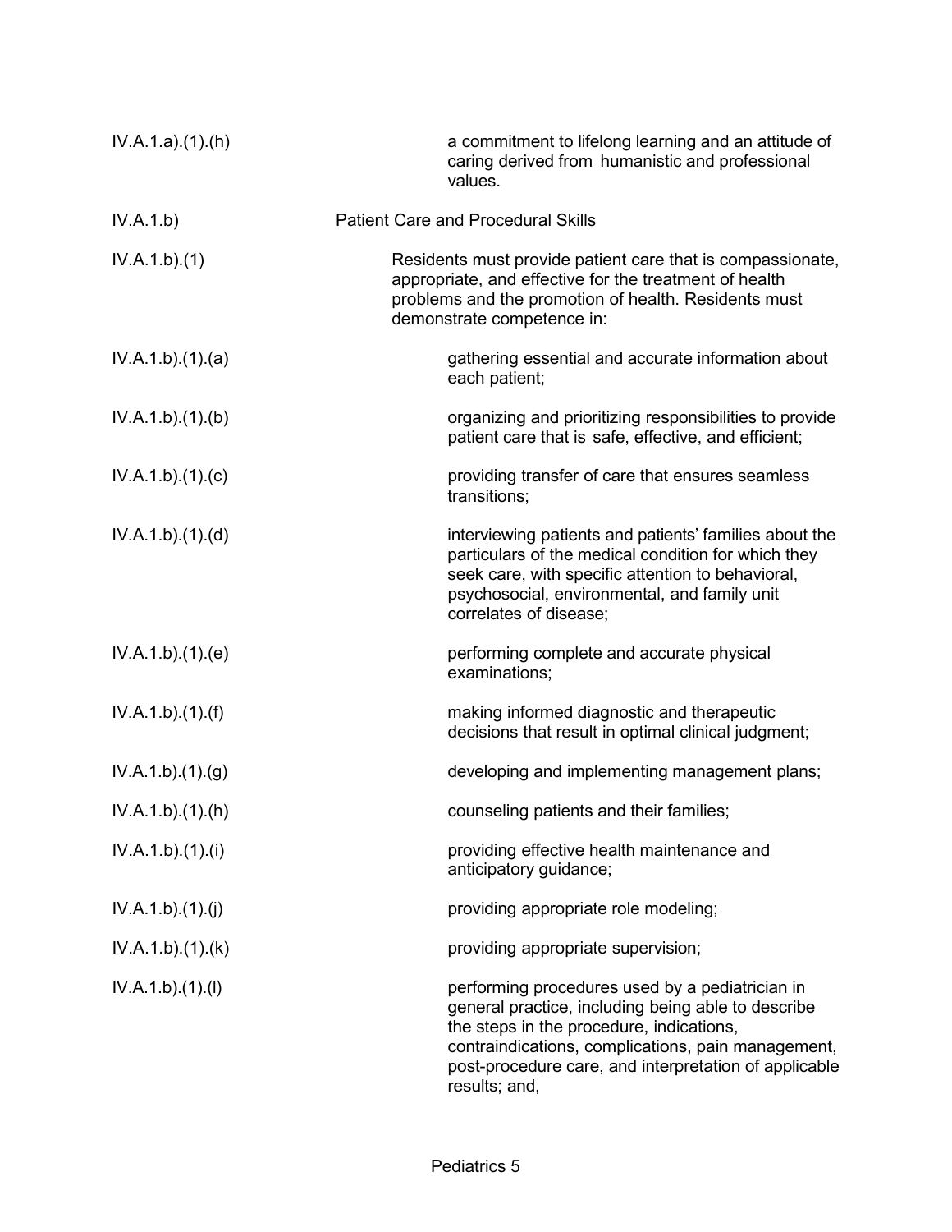| | |
|---|---|
| IV.A.1.a).(1).(h) | a commitment to lifelong learning and an attitude of caring derived from humanistic and professional values. |
| IV.A.1.b) | Patient Care and Procedural Skills |
| IV.A.1.b).(1) | Residents must provide patient care that is compassionate, appropriate, and effective for the treatment of health problems and the promotion of health. Residents must demonstrate competence in: |
| IV.A.1.b).(1).(a) | gathering essential and accurate information about each patient; |
| IV.A.1.b).(1).(b) | organizing and prioritizing responsibilities to provide patient care that is safe, effective, and efficient; |
| IV.A.1.b).(1).(c) | providing transfer of care that ensures seamless transitions; |
| IV.A.1.b).(1).(d) | interviewing patients and patients' families about the particulars of the medical condition for which they seek care, with specific attention to behavioral, psychosocial, environmental, and family unit correlates of disease; |
| IV.A.1.b).(1).(e) | performing complete and accurate physical examinations; |
| IV.A.1.b).(1).(f) | making informed diagnostic and therapeutic decisions that result in optimal clinical judgment; |
| IV.A.1.b).(1).(g) | developing and implementing management plans; |
| IV.A.1.b).(1).(h) | counseling patients and their families; |
| IV.A.1.b).(1).(i) | providing effective health maintenance and anticipatory guidance; |
| IV.A.1.b).(1).(j) | providing appropriate role modeling; |
| IV.A.1.b).(1).(k) | providing appropriate supervision; |
| IV.A.1.b).(1).(l) | performing procedures used by a pediatrician in general practice, including being able to describe the steps in the procedure, indications, contraindications, complications, pain management, post-procedure care, and interpretation of applicable results; and, |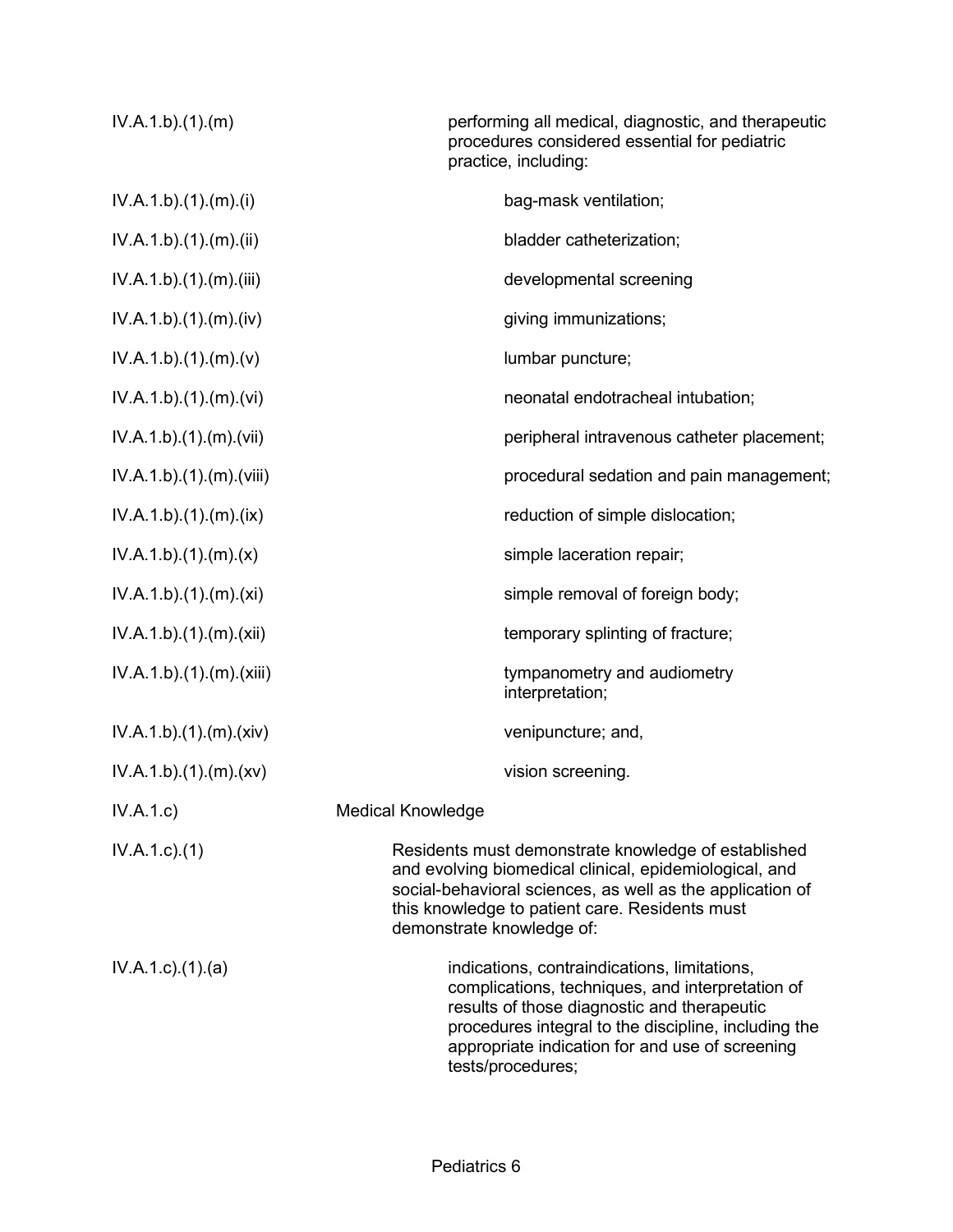IV.A.1.b).(1).(m) performing all medical, diagnostic, and therapeutic procedures considered essential for pediatric practice, including:

IV.A.1.b).(1).(m).(i) bag-mask ventilation;

IV.A.1.b).(1).(m).(ii) bladder catheterization;

IV.A.1.b).(1).(m).(iii) developmental screening

IV.A.1.b).(1).(m).(iv) giving immunizations;

IV.A.1.b).(1).(m).(v) lumbar puncture;

IV.A.1.b).(1).(m).(vi) neonatal endotracheal intubation;

IV.A.1.b).(1).(m).(vii) peripheral intravenous catheter placement;

IV.A.1.b).(1).(m).(viii) procedural sedation and pain management;

IV.A.1.b).(1).(m).(ix) reduction of simple dislocation;

IV.A.1.b).(1).(m).(x) simple laceration repair;

IV.A.1.b).(1).(m).(xi) simple removal of foreign body;

IV.A.1.b).(1).(m).(xii) temporary splinting of fracture;

IV.A.1.b).(1).(m).(xiii) tympanometry and audiometry interpretation;

IV.A.1.b).(1).(m).(xiv) venipuncture; and,

IV.A.1.b).(1).(m).(xv) vision screening.

IV.A.1.c) Medical Knowledge

IV.A.1.c).(1) Residents must demonstrate knowledge of established and evolving biomedical clinical, epidemiological, and social-behavioral sciences, as well as the application of this knowledge to patient care. Residents must demonstrate knowledge of:

IV.A.1.c).(1).(a) indications, contraindications, limitations, complications, techniques, and interpretation of results of those diagnostic and therapeutic procedures integral to the discipline, including the appropriate indication for and use of screening tests/procedures;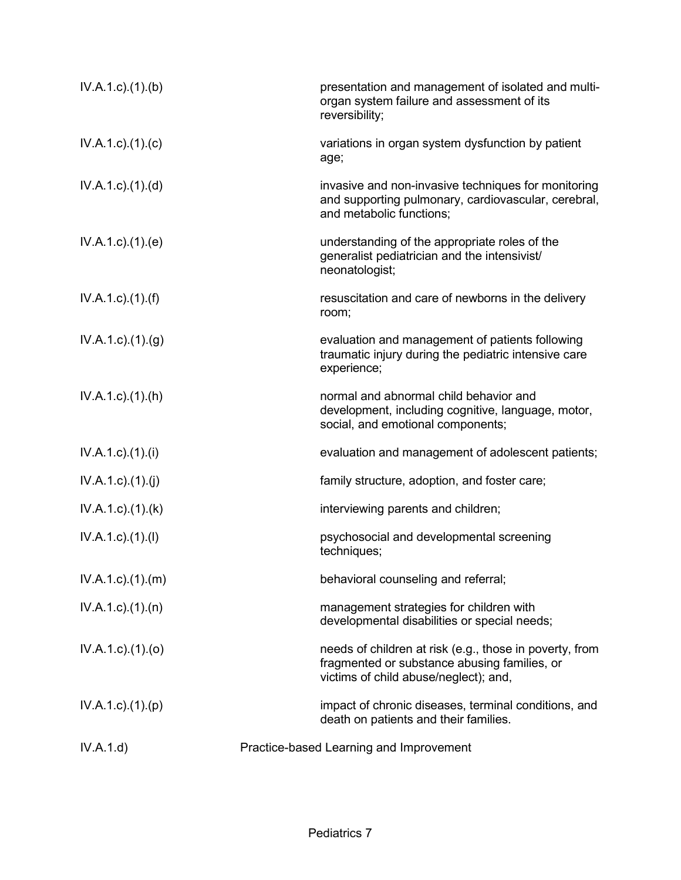IV.A.1.c).(1).(b) presentation and management of isolated and multi-organ system failure and assessment of its reversibility;

IV.A.1.c).(1).(c) variations in organ system dysfunction by patient age;

IV.A.1.c).(1).(d) invasive and non-invasive techniques for monitoring and supporting pulmonary, cardiovascular, cerebral, and metabolic functions;

IV.A.1.c).(1).(e) understanding of the appropriate roles of the generalist pediatrician and the intensivist/neonatologist;

IV.A.1.c).(1).(f) resuscitation and care of newborns in the delivery room;

IV.A.1.c).(1).(g) evaluation and management of patients following traumatic injury during the pediatric intensive care experience;

IV.A.1.c).(1).(h) normal and abnormal child behavior and development, including cognitive, language, motor, social, and emotional components;

IV.A.1.c).(1).(i) evaluation and management of adolescent patients;

IV.A.1.c).(1).(j) family structure, adoption, and foster care;

IV.A.1.c).(1).(k) interviewing parents and children;

IV.A.1.c).(1).(l) psychosocial and developmental screening techniques;

IV.A.1.c).(1).(m) behavioral counseling and referral;

IV.A.1.c).(1).(n) management strategies for children with developmental disabilities or special needs;

IV.A.1.c).(1).(o) needs of children at risk (e.g., those in poverty, from fragmented or substance abusing families, or victims of child abuse/neglect); and,

IV.A.1.c).(1).(p) impact of chronic diseases, terminal conditions, and death on patients and their families.

IV.A.1.d) Practice-based Learning and Improvement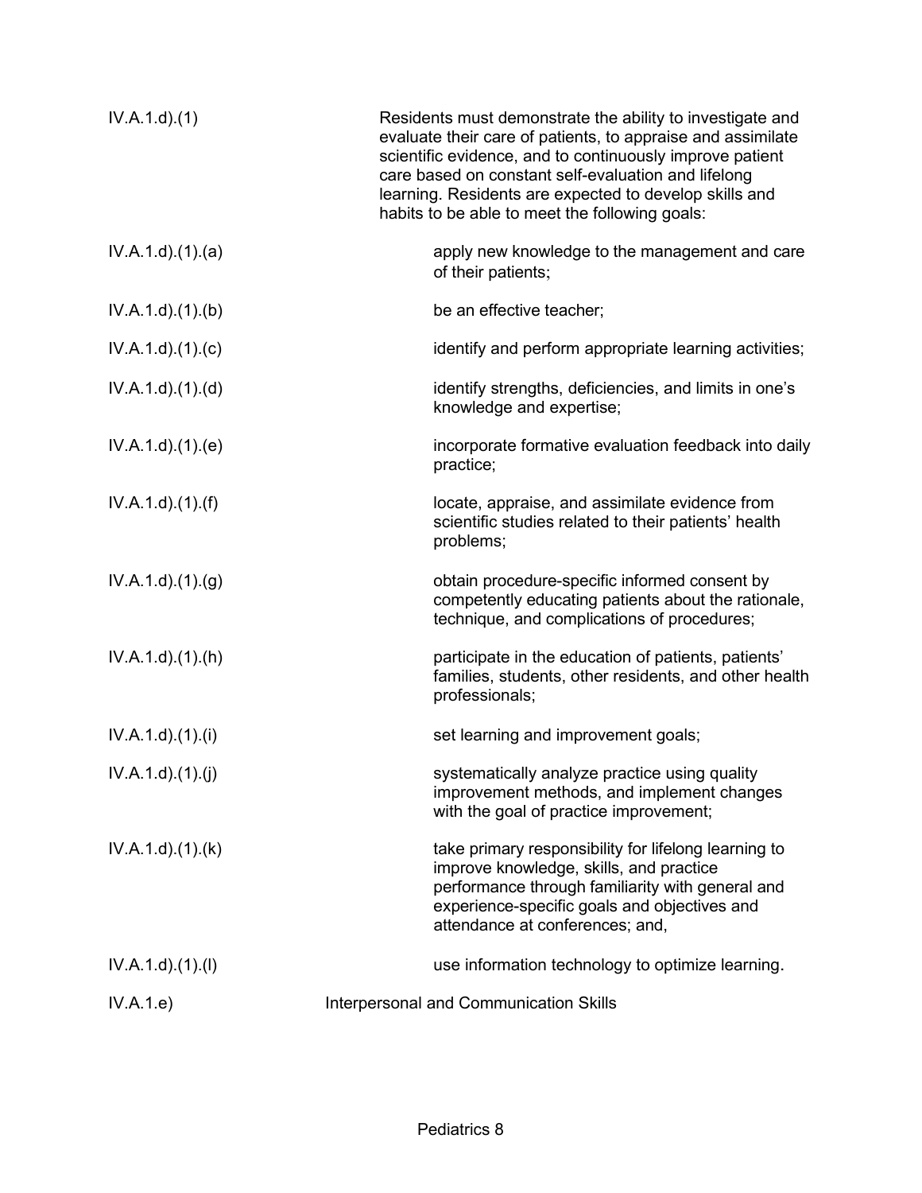IV.A.1.d).(1) Residents must demonstrate the ability to investigate and evaluate their care of patients, to appraise and assimilate scientific evidence, and to continuously improve patient care based on constant self-evaluation and lifelong learning. Residents are expected to develop skills and habits to be able to meet the following goals:

IV.A.1.d).(1).(a) apply new knowledge to the management and care of their patients;

IV.A.1.d).(1).(b) be an effective teacher;

IV.A.1.d).(1).(c) identify and perform appropriate learning activities;

IV.A.1.d).(1).(d) identify strengths, deficiencies, and limits in one's knowledge and expertise;

IV.A.1.d).(1).(e) incorporate formative evaluation feedback into daily practice;

IV.A.1.d).(1).(f) locate, appraise, and assimilate evidence from scientific studies related to their patients' health problems;

IV.A.1.d).(1).(g) obtain procedure-specific informed consent by competently educating patients about the rationale, technique, and complications of procedures;

IV.A.1.d).(1).(h) participate in the education of patients, patients' families, students, other residents, and other health professionals;

IV.A.1.d).(1).(i) set learning and improvement goals;

IV.A.1.d).(1).(j) systematically analyze practice using quality improvement methods, and implement changes with the goal of practice improvement;

IV.A.1.d).(1).(k) take primary responsibility for lifelong learning to improve knowledge, skills, and practice performance through familiarity with general and experience-specific goals and objectives and attendance at conferences; and,

IV.A.1.d).(1).(l) use information technology to optimize learning.

IV.A.1.e) Interpersonal and Communication Skills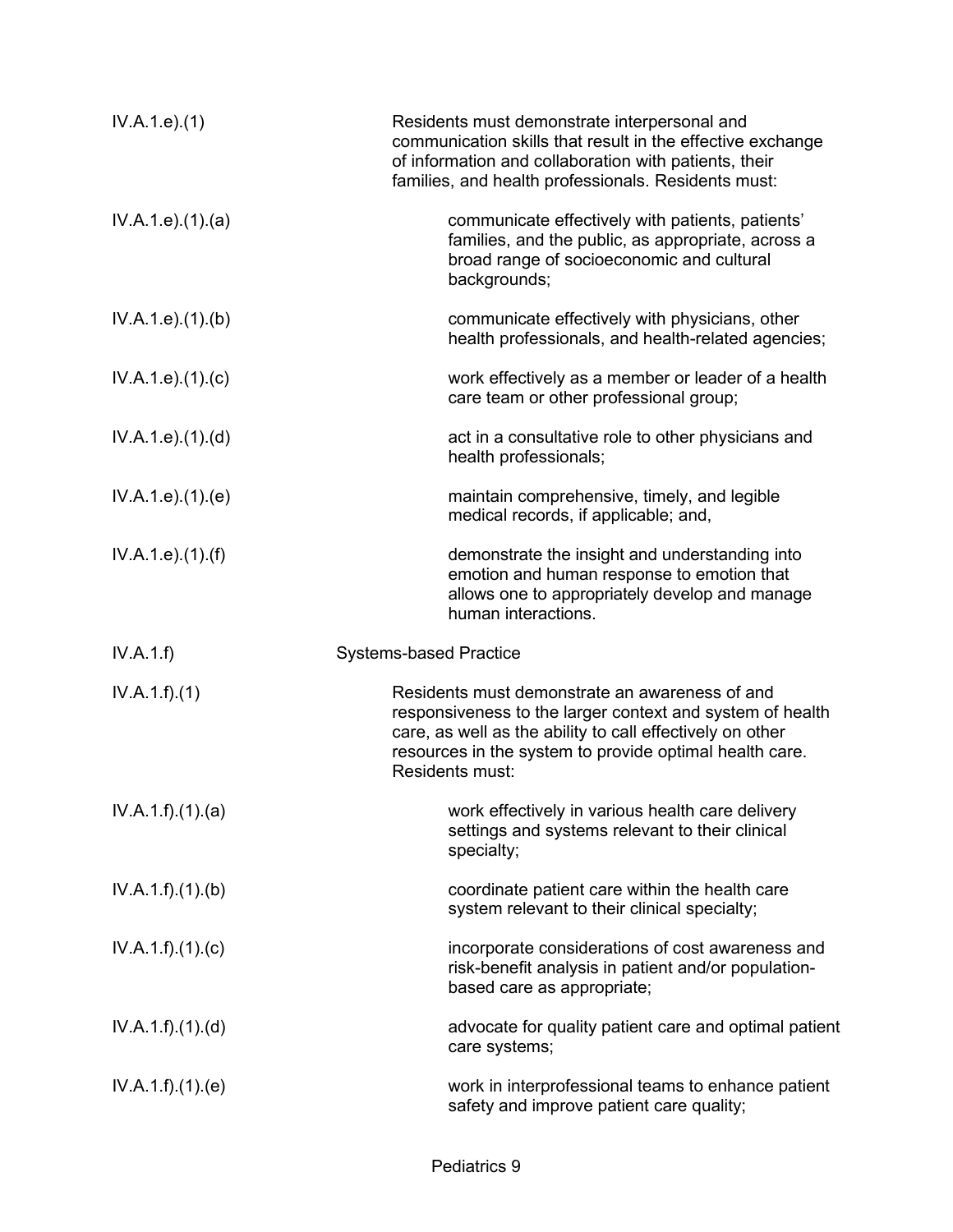| | |
|---|---|
| IV.A.1.e).(1) | Residents must demonstrate interpersonal and communication skills that result in the effective exchange of information and collaboration with patients, their families, and health professionals. Residents must: |
| IV.A.1.e).(1).(a) | communicate effectively with patients, patients' families, and the public, as appropriate, across a broad range of socioeconomic and cultural backgrounds; |
| IV.A.1.e).(1).(b) | communicate effectively with physicians, other health professionals, and health-related agencies; |
| IV.A.1.e).(1).(c) | work effectively as a member or leader of a health care team or other professional group; |
| IV.A.1.e).(1).(d) | act in a consultative role to other physicians and health professionals; |
| IV.A.1.e).(1).(e) | maintain comprehensive, timely, and legible medical records, if applicable; and, |
| IV.A.1.e).(1).(f) | demonstrate the insight and understanding into emotion and human response to emotion that allows one to appropriately develop and manage human interactions. |
| IV.A.1.f) | Systems-based Practice |
| IV.A.1.f).(1) | Residents must demonstrate an awareness of and responsiveness to the larger context and system of health care, as well as the ability to call effectively on other resources in the system to provide optimal health care. Residents must: |
| IV.A.1.f).(1).(a) | work effectively in various health care delivery settings and systems relevant to their clinical specialty; |
| IV.A.1.f).(1).(b) | coordinate patient care within the health care system relevant to their clinical specialty; |
| IV.A.1.f).(1).(c) | incorporate considerations of cost awareness and risk-benefit analysis in patient and/or population-based care as appropriate; |
| IV.A.1.f).(1).(d) | advocate for quality patient care and optimal patient care systems; |
| IV.A.1.f).(1).(e) | work in interprofessional teams to enhance patient safety and improve patient care quality; |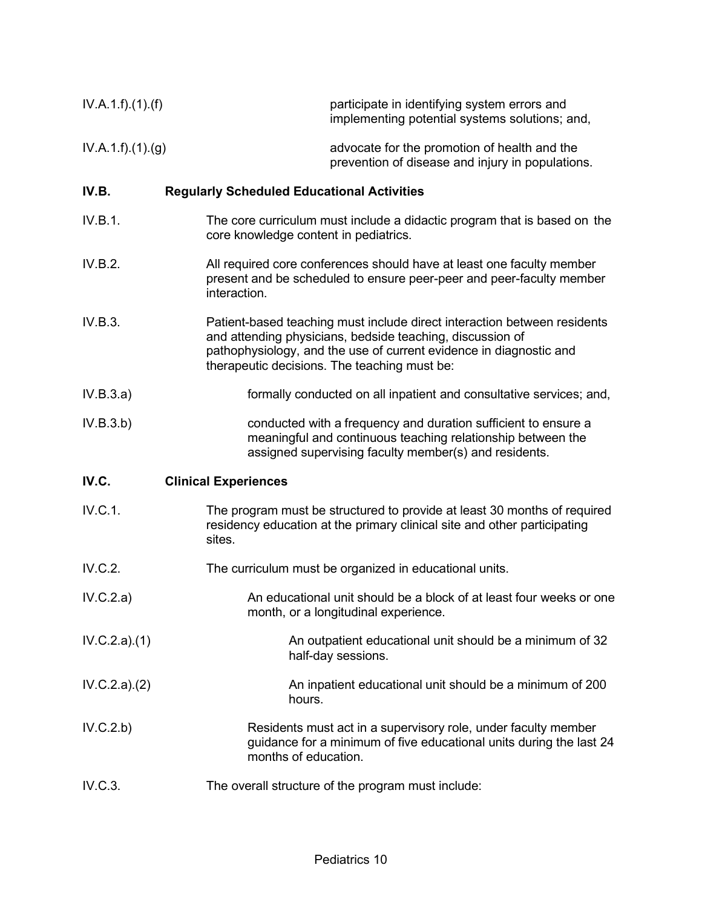IV.A.1.f).(1).(f) participate in identifying system errors and implementing potential systems solutions; and,

IV.A.1.f).(1).(g) advocate for the promotion of health and the prevention of disease and injury in populations.

**IV.B. Regularly Scheduled Educational Activities**

IV.B.1. The core curriculum must include a didactic program that is based on the core knowledge content in pediatrics.

IV.B.2. All required core conferences should have at least one faculty member present and be scheduled to ensure peer-peer and peer-faculty member interaction.

IV.B.3. Patient-based teaching must include direct interaction between residents and attending physicians, bedside teaching, discussion of pathophysiology, and the use of current evidence in diagnostic and therapeutic decisions. The teaching must be:

IV.B.3.a) formally conducted on all inpatient and consultative services; and,

IV.B.3.b) conducted with a frequency and duration sufficient to ensure a meaningful and continuous teaching relationship between the assigned supervising faculty member(s) and residents.

**IV.C. Clinical Experiences**

IV.C.1. The program must be structured to provide at least 30 months of required residency education at the primary clinical site and other participating sites.

IV.C.2. The curriculum must be organized in educational units.

IV.C.2.a) An educational unit should be a block of at least four weeks or one month, or a longitudinal experience.

IV.C.2.a).(1) An outpatient educational unit should be a minimum of 32 half-day sessions.

IV.C.2.a).(2) An inpatient educational unit should be a minimum of 200 hours.

IV.C.2.b) Residents must act in a supervisory role, under faculty member guidance for a minimum of five educational units during the last 24 months of education.

IV.C.3. The overall structure of the program must include: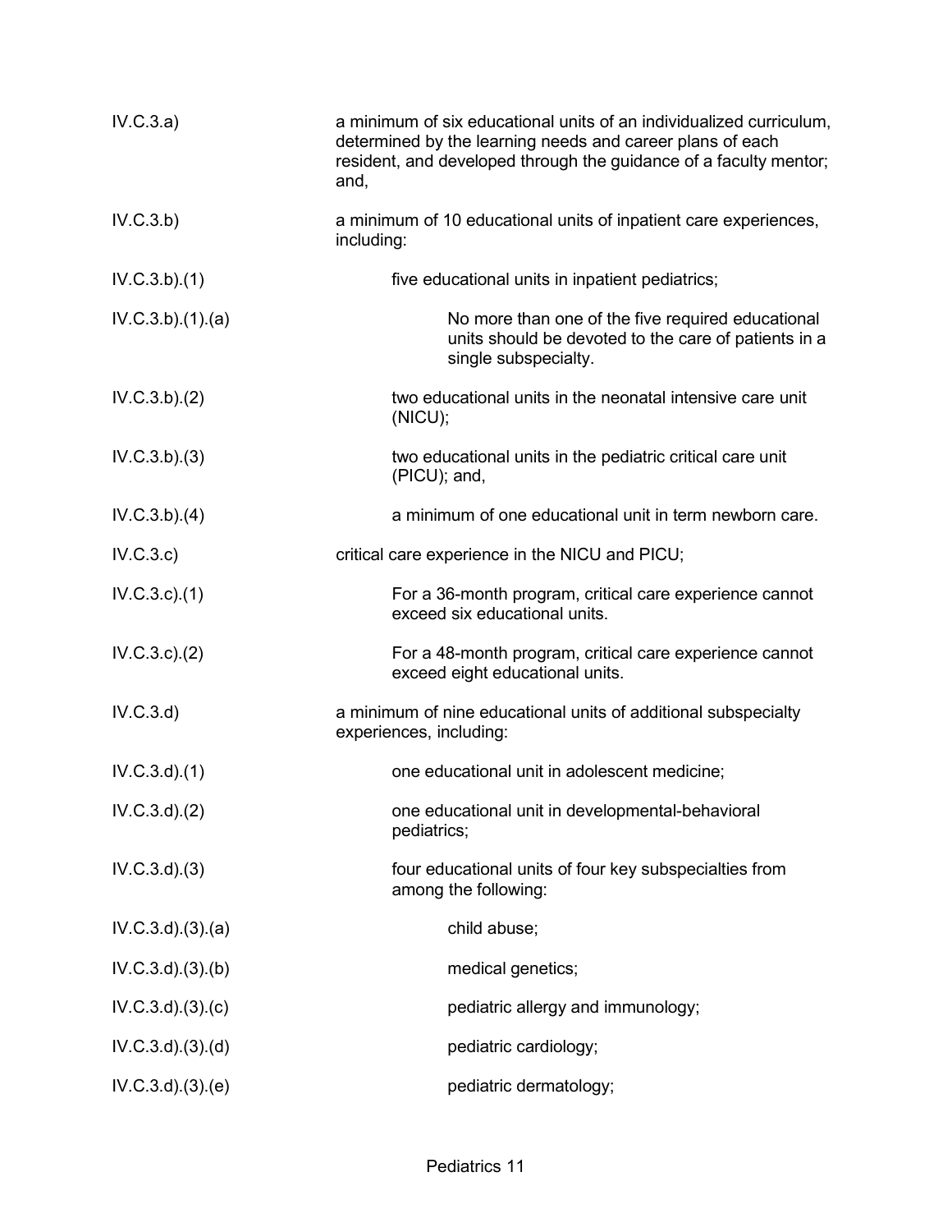| | |
|---|---|
| IV.C.3.a) | a minimum of six educational units of an individualized curriculum, determined by the learning needs and career plans of each resident, and developed through the guidance of a faculty mentor; and, |
| IV.C.3.b) | a minimum of 10 educational units of inpatient care experiences, including: |
| IV.C.3.b).(1) | five educational units in inpatient pediatrics; |
| IV.C.3.b).(1).(a) | No more than one of the five required educational units should be devoted to the care of patients in a single subspecialty. |
| IV.C.3.b).(2) | two educational units in the neonatal intensive care unit (NICU); |
| IV.C.3.b).(3) | two educational units in the pediatric critical care unit (PICU); and, |
| IV.C.3.b).(4) | a minimum of one educational unit in term newborn care. |
| IV.C.3.c) | critical care experience in the NICU and PICU; |
| IV.C.3.c).(1) | For a 36-month program, critical care experience cannot exceed six educational units. |
| IV.C.3.c).(2) | For a 48-month program, critical care experience cannot exceed eight educational units. |
| IV.C.3.d) | a minimum of nine educational units of additional subspecialty experiences, including: |
| IV.C.3.d).(1) | one educational unit in adolescent medicine; |
| IV.C.3.d).(2) | one educational unit in developmental-behavioral pediatrics; |
| IV.C.3.d).(3) | four educational units of four key subspecialties from among the following: |
| IV.C.3.d).(3).(a) | child abuse; |
| IV.C.3.d).(3).(b) | medical genetics; |
| IV.C.3.d).(3).(c) | pediatric allergy and immunology; |
| IV.C.3.d).(3).(d) | pediatric cardiology; |
| IV.C.3.d).(3).(e) | pediatric dermatology; |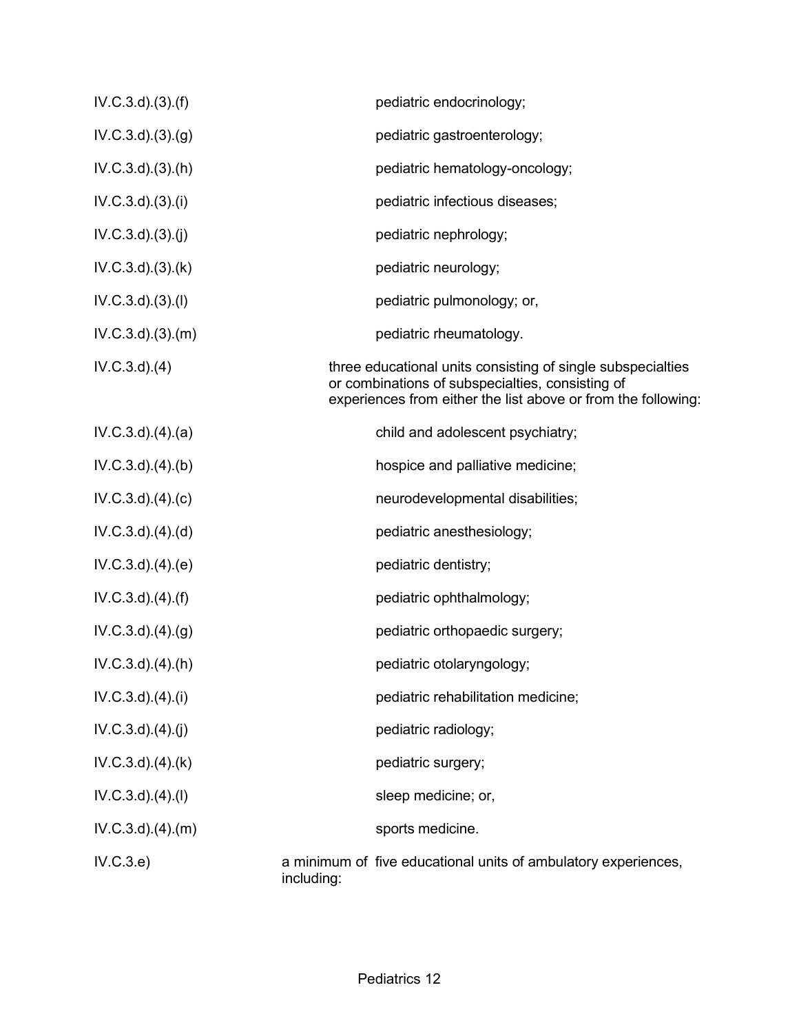IV.C.3.d).(3).(f) pediatric endocrinology;

IV.C.3.d).(3).(g) pediatric gastroenterology;

IV.C.3.d).(3).(h) pediatric hematology-oncology;

IV.C.3.d).(3).(i) pediatric infectious diseases;

IV.C.3.d).(3).(j) pediatric nephrology;

IV.C.3.d).(3).(k) pediatric neurology;

IV.C.3.d).(3).(l) pediatric pulmonology; or,

IV.C.3.d).(3).(m) pediatric rheumatology.

IV.C.3.d).(4) three educational units consisting of single subspecialties or combinations of subspecialties, consisting of experiences from either the list above or from the following:

IV.C.3.d).(4).(a) child and adolescent psychiatry;

IV.C.3.d).(4).(b) hospice and palliative medicine;

IV.C.3.d).(4).(c) neurodevelopmental disabilities;

IV.C.3.d).(4).(d) pediatric anesthesiology;

IV.C.3.d).(4).(e) pediatric dentistry;

IV.C.3.d).(4).(f) pediatric ophthalmology;

IV.C.3.d).(4).(g) pediatric orthopaedic surgery;

IV.C.3.d).(4).(h) pediatric otolaryngology;

IV.C.3.d).(4).(i) pediatric rehabilitation medicine;

IV.C.3.d).(4).(j) pediatric radiology;

IV.C.3.d).(4).(k) pediatric surgery;

IV.C.3.d).(4).(l) sleep medicine; or,

IV.C.3.d).(4).(m) sports medicine.

IV.C.3.e) a minimum of five educational units of ambulatory experiences, including: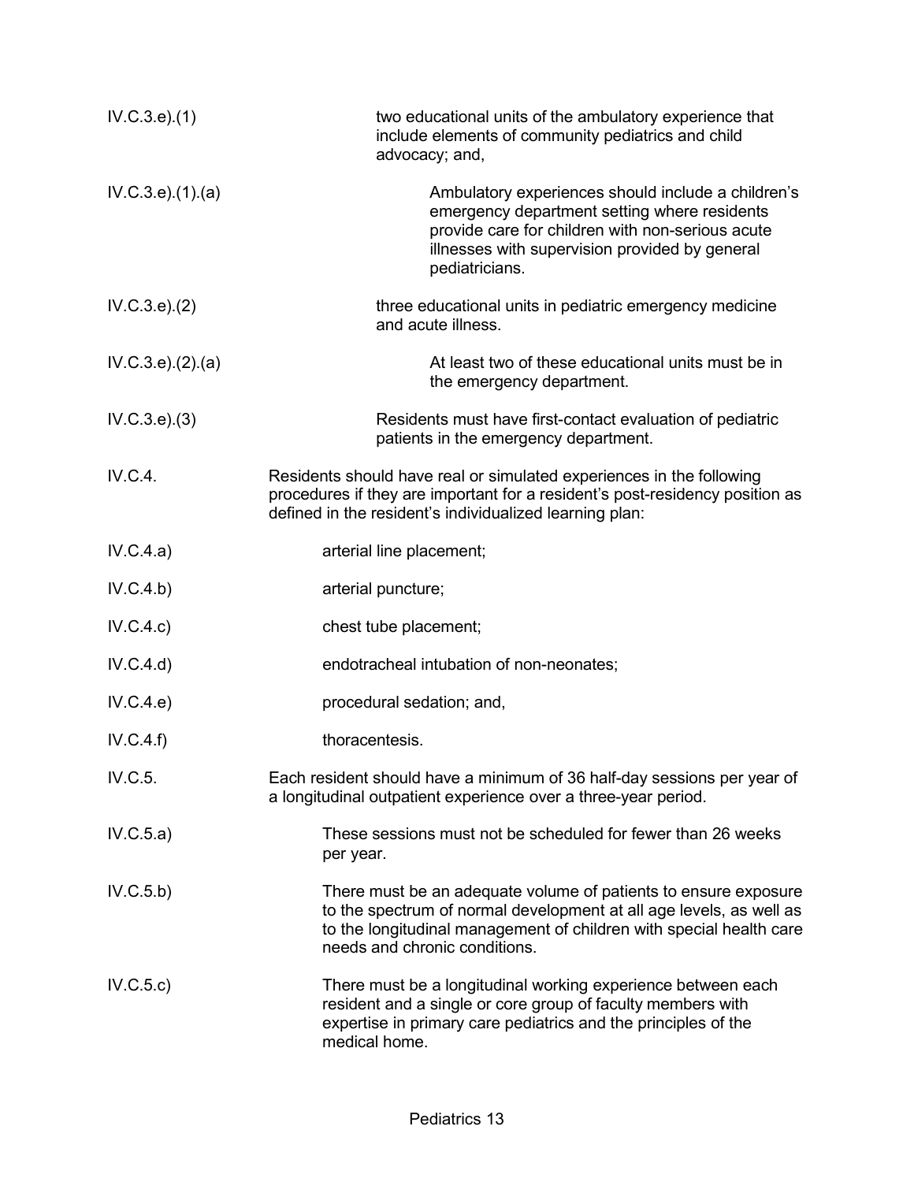IV.C.3.e).(1) two educational units of the ambulatory experience that include elements of community pediatrics and child advocacy; and,

IV.C.3.e).(1).(a) Ambulatory experiences should include a children's emergency department setting where residents provide care for children with non-serious acute illnesses with supervision provided by general pediatricians.

IV.C.3.e).(2) three educational units in pediatric emergency medicine and acute illness.

IV.C.3.e).(2).(a) At least two of these educational units must be in the emergency department.

IV.C.3.e).(3) Residents must have first-contact evaluation of pediatric patients in the emergency department.

IV.C.4. Residents should have real or simulated experiences in the following procedures if they are important for a resident's post-residency position as defined in the resident's individualized learning plan:

IV.C.4.a) arterial line placement;

IV.C.4.b) arterial puncture;

IV.C.4.c) chest tube placement;

IV.C.4.d) endotracheal intubation of non-neonates;

IV.C.4.e) procedural sedation; and,

IV.C.4.f) thoracentesis.

IV.C.5. Each resident should have a minimum of 36 half-day sessions per year of a longitudinal outpatient experience over a three-year period.

IV.C.5.a) These sessions must not be scheduled for fewer than 26 weeks per year.

IV.C.5.b) There must be an adequate volume of patients to ensure exposure to the spectrum of normal development at all age levels, as well as to the longitudinal management of children with special health care needs and chronic conditions.

IV.C.5.c) There must be a longitudinal working experience between each resident and a single or core group of faculty members with expertise in primary care pediatrics and the principles of the medical home.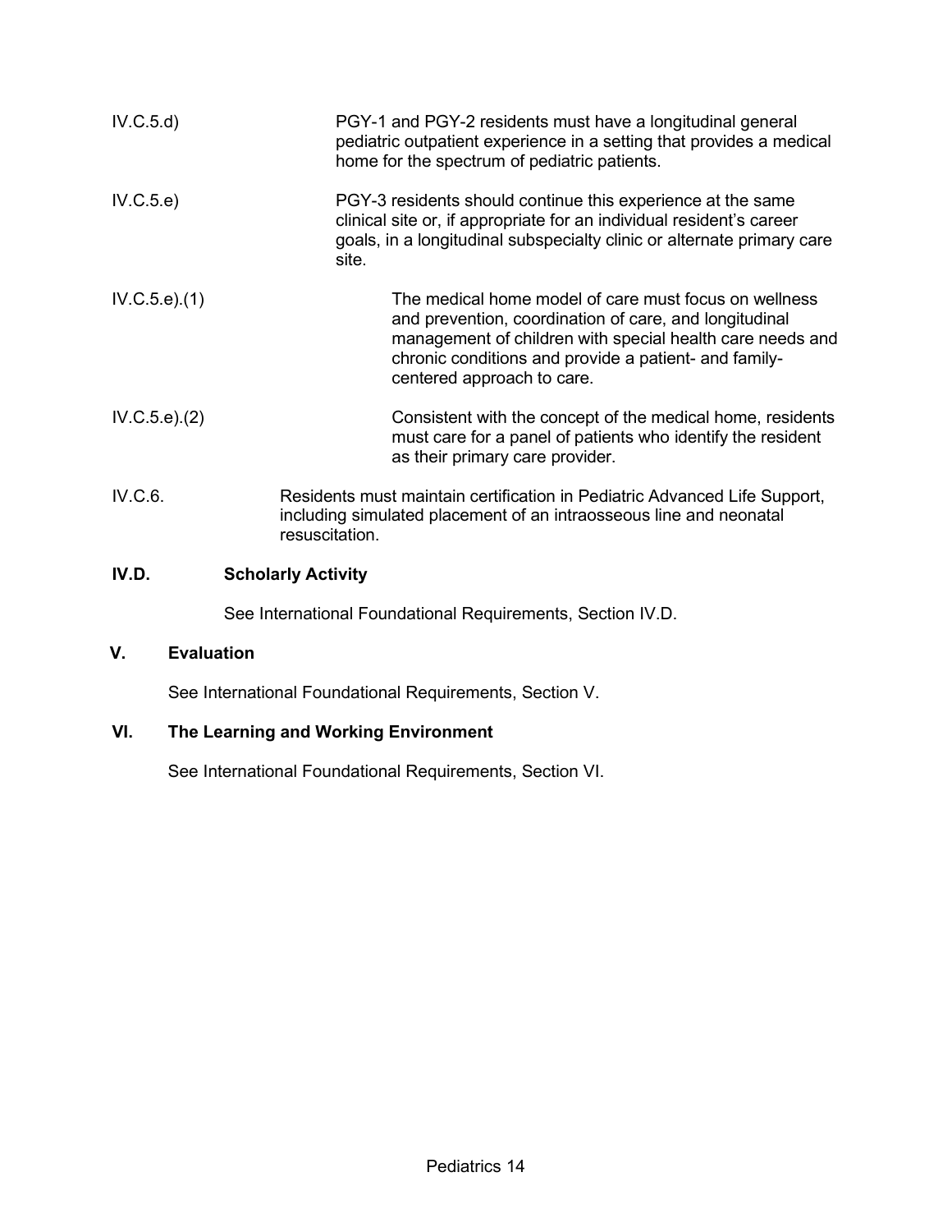IV.C.5.d) PGY-1 and PGY-2 residents must have a longitudinal general pediatric outpatient experience in a setting that provides a medical home for the spectrum of pediatric patients.

IV.C.5.e) PGY-3 residents should continue this experience at the same clinical site or, if appropriate for an individual resident's career goals, in a longitudinal subspecialty clinic or alternate primary care site.

IV.C.5.e).(1) The medical home model of care must focus on wellness and prevention, coordination of care, and longitudinal management of children with special health care needs and chronic conditions and provide a patient- and family-centered approach to care.

IV.C.5.e).(2) Consistent with the concept of the medical home, residents must care for a panel of patients who identify the resident as their primary care provider.

IV.C.6. Residents must maintain certification in Pediatric Advanced Life Support, including simulated placement of an intraosseous line and neonatal resuscitation.

## IV.D. Scholarly Activity

See International Foundational Requirements, Section IV.D.

## V. Evaluation

See International Foundational Requirements, Section V.

## VI. The Learning and Working Environment

See International Foundational Requirements, Section VI.